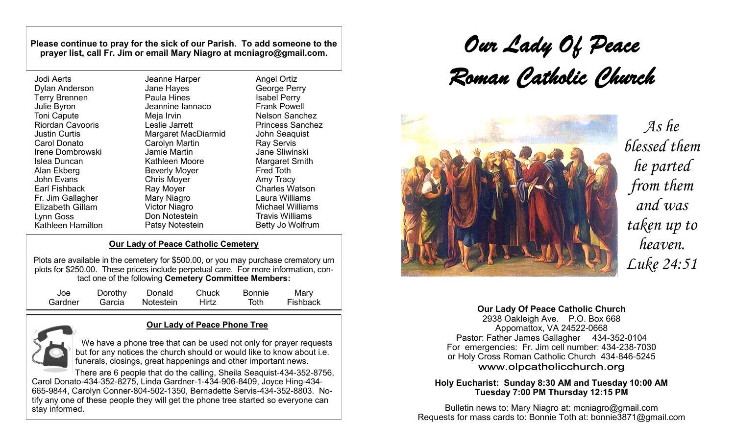**Please continue to pray for the sick of our Parish. To add someone to the prayer list, call Fr. Jim or email Mary Niagro at mcniagro@gmail.com.**

Jodi Aerts
Dylan Anderson
Terry Brennen
Julie Byron
Toni Capute
Riordan Cavooris
Justin Curtis
Carol Donato
Irene Dombrowski
Islea Duncan
Alan Ekberg
John Evans
Earl Fishback
Fr. Jim Gallagher
Elizabeth Gillam
Lynn Goss
Kathleen Hamilton
Jeanne Harper
Jane Hayes
Paula Hines
Jeannine Iannaco
Meja Irvin
Leslie Jarrett
Margaret MacDiarmid
Carolyn Martin
Jamie Martin
Kathleen Moore
Beverly Moyer
Chris Moyer
Ray Moyer
Mary Niagro
Victor Niagro
Don Notestein
Patsy Notestein
Angel Ortiz
George Perry
Isabel Perry
Frank Powell
Nelson Sanchez
Princess Sanchez
John Seaquist
Ray Servis
Jane Sliwinski
Margaret Smith
Fred Toth
Amy Tracy
Charles Watson
Laura Williams
Michael Williams
Travis Williams
Betty Jo Wolfrum

## Our Lady of Peace Catholic Cemetery

Plots are available in the cemetery for $500.00, or you may purchase crematory urn plots for $250.00. These prices include perpetual care. For more information, contact one of the following **Cemetery Committee Members:**

Joe Gardner, Dorothy Garcia, Donald Notestein, Chuck Hirtz, Bonnie Toth, Mary Fishback

## Our Lady of Peace Phone Tree

We have a phone tree that can be used not only for prayer requests but for any notices the church should or would like to know about i.e. funerals, closings, great happenings and other important news.

There are 6 people that do the calling, Sheila Seaquist-434-352-8756, Carol Donato-434-352-8275, Linda Gardner-1-434-906-8409, Joyce Hing-434-665-9844, Carolyn Conner-804-502-1350, Bernadette Servis-434-352-8803. Notify any one of these people they will get the phone tree started so everyone can stay informed.

# Our Lady Of Peace Roman Catholic Church

*As he blessed them he parted from them and was taken up to heaven. Luke 24:51*

**Our Lady Of Peace Catholic Church**
2938 Oakleigh Ave. P.O. Box 668
Appomattox, VA 24522-0668
Pastor: Father James Gallagher 434-352-0104
For emergencies: Fr. Jim cell number: 434-238-7030
or Holy Cross Roman Catholic Church 434-846-5245
www.olpcatholicchurch.org

**Holy Eucharist: Sunday 8:30 AM and Tuesday 10:00 AM
Tuesday 7:00 PM Thursday 12:15 PM**

Bulletin news to: Mary Niagro at: mcniagro@gmail.com
Requests for mass cards to: Bonnie Toth at: bonnie3871@gmail.com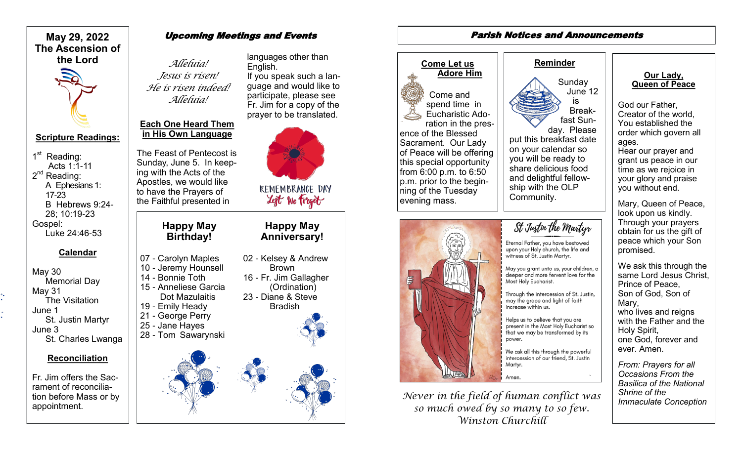# May 29, 2022
# The Ascension of the Lord

## Scripture Readings:

1st Reading:
Acts 1:1-11
2nd Reading:
A Ephesians 1: 17-23
B Hebrews 9:24-28; 10:19-23
Gospel:
Luke 24:46-53

## Calendar

May 30
Memorial Day
May 31
The Visitation
June 1
St. Justin Martyr
June 3
St. Charles Lwanga

## Reconciliation

Fr. Jim offers the Sacrament of reconciliation before Mass or by appointment.

# Upcoming Meetings and Events

*Alleluia!*
*Jesus is risen!*
*He is risen indeed!*
*Alleluia!*

### Each One Heard Them in His Own Language

The Feast of Pentecost is Sunday, June 5. In keeping with the Acts of the Apostles, we would like to have the Prayers of the Faithful presented in languages other than English.
If you speak such a language and would like to participate, please see Fr. Jim for a copy of the prayer to be translated.

REMEMBRANCE DAY
Lest We Forget

### Happy May Birthday!

07 - Carolyn Maples
10 - Jeremy Hounsell
14 - Bonnie Toth
15 - Anneliese Garcia
Dot Mazulaitis
19 - Emily Heady
21 - George Perry
25 - Jane Hayes
28 - Tom Sawarynski

### Happy May Anniversary!

02 - Kelsey & Andrew Brown
16 - Fr. Jim Gallagher (Ordination)
23 - Diane & Steve Bradish

# Parish Notices and Announcements

### Come Let us Adore Him

Come and spend time in Eucharistic Adoration in the presence of the Blessed Sacrament. Our Lady of Peace will be offering this special opportunity from 6:00 p.m. to 6:50 p.m. prior to the beginning of the Tuesday evening mass.

### Reminder

Sunday June 12 is Breakfast Sunday. Please put this breakfast date on your calendar so you will be ready to share delicious food and delightful fellowship with the OLP Community.

### St Justin the Martyr

Eternal Father, you have bestowed upon your Holy church, the life and witness of St. Justin Martyr.

May you grant unto us, your children, a deeper and more fervent love for the Most Holy Eucharist.

Through the intercession of St. Justin, may the grace and light of faith increase within us.

Helps us to believe that you are present in the Most Holy Eucharist so that we may be transformed by its power.

We ask all this through the powerful intercession of our friend, St. Justin Martyr.

Amen.

*Never in the field of human conflict was so much owed by so many to so few.*
*Winston Churchill*

### Our Lady, Queen of Peace

God our Father, Creator of the world, You established the order which govern all ages.
Hear our prayer and grant us peace in our time as we rejoice in your glory and praise you without end.

Mary, Queen of Peace, look upon us kindly. Through your prayers obtain for us the gift of peace which your Son promised.

We ask this through the same Lord Jesus Christ, Prince of Peace, Son of God, Son of Mary, who lives and reigns with the Father and the Holy Spirit, one God, forever and ever. Amen.

*From: Prayers for all Occasions From the Basilica of the National Shrine of the Immaculate Conception*